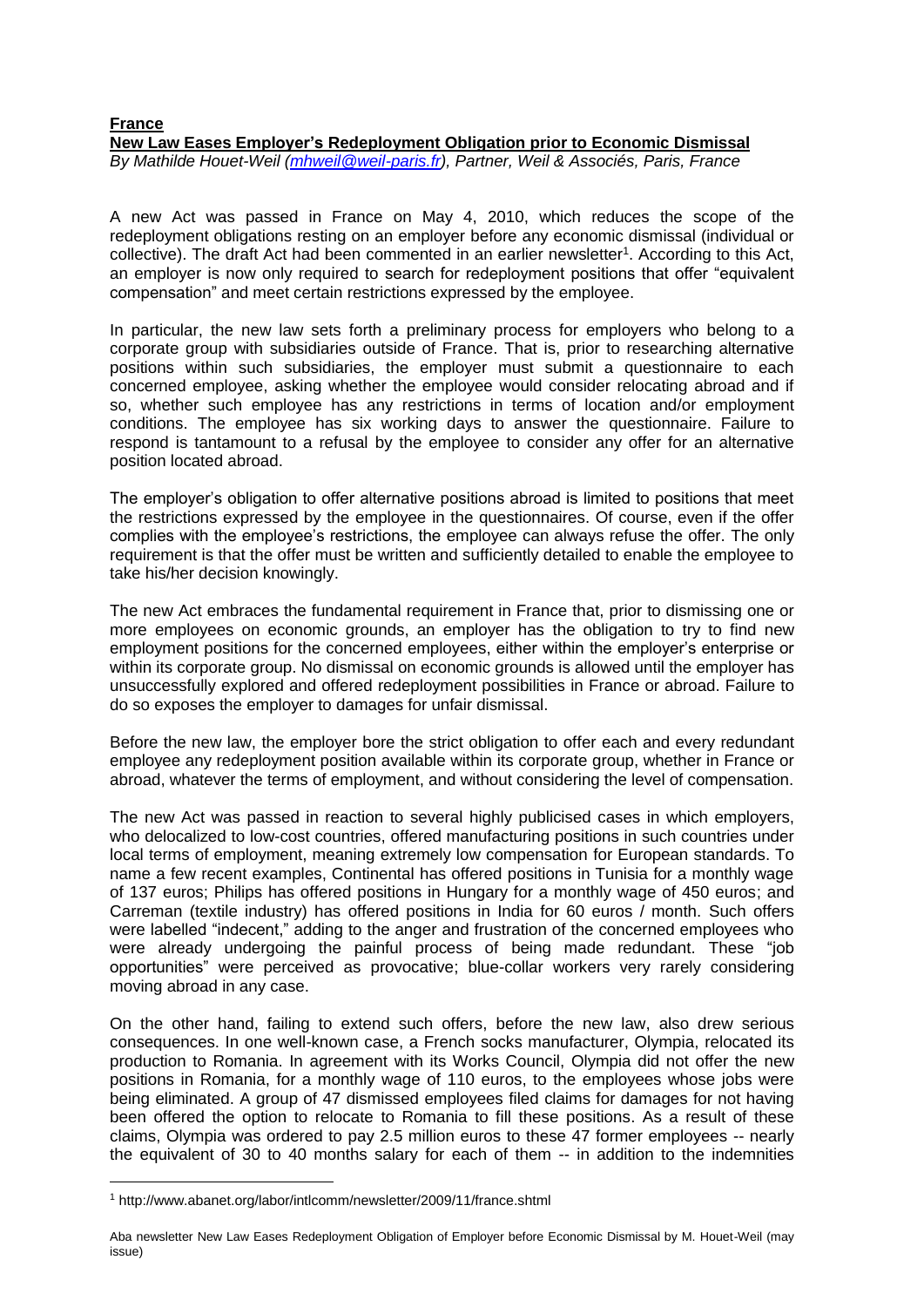**France**

**New Law Eases Employer's Redeployment Obligation prior to Economic Dismissal**

*By Mathilde Houet-Weil (mhweil@weil-paris.fr), Partner, Weil & Associés, Paris, France*

A new Act was passed in France on May 4, 2010, which reduces the scope of the redeployment obligations resting on an employer before any economic dismissal (individual or collective). The draft Act had been commented in an earlier newsletter[1]. According to this Act, an employer is now only required to search for redeployment positions that offer "equivalent compensation" and meet certain restrictions expressed by the employee.

In particular, the new law sets forth a preliminary process for employers who belong to a corporate group with subsidiaries outside of France. That is, prior to researching alternative positions within such subsidiaries, the employer must submit a questionnaire to each concerned employee, asking whether the employee would consider relocating abroad and if so, whether such employee has any restrictions in terms of location and/or employment conditions. The employee has six working days to answer the questionnaire. Failure to respond is tantamount to a refusal by the employee to consider any offer for an alternative position located abroad.

The employer's obligation to offer alternative positions abroad is limited to positions that meet the restrictions expressed by the employee in the questionnaires. Of course, even if the offer complies with the employee's restrictions, the employee can always refuse the offer. The only requirement is that the offer must be written and sufficiently detailed to enable the employee to take his/her decision knowingly.

The new Act embraces the fundamental requirement in France that, prior to dismissing one or more employees on economic grounds, an employer has the obligation to try to find new employment positions for the concerned employees, either within the employer's enterprise or within its corporate group. No dismissal on economic grounds is allowed until the employer has unsuccessfully explored and offered redeployment possibilities in France or abroad. Failure to do so exposes the employer to damages for unfair dismissal.

Before the new law, the employer bore the strict obligation to offer each and every redundant employee any redeployment position available within its corporate group, whether in France or abroad, whatever the terms of employment, and without considering the level of compensation.

The new Act was passed in reaction to several highly publicised cases in which employers, who delocalized to low-cost countries, offered manufacturing positions in such countries under local terms of employment, meaning extremely low compensation for European standards. To name a few recent examples, Continental has offered positions in Tunisia for a monthly wage of 137 euros; Philips has offered positions in Hungary for a monthly wage of 450 euros; and Carreman (textile industry) has offered positions in India for 60 euros / month. Such offers were labelled "indecent," adding to the anger and frustration of the concerned employees who were already undergoing the painful process of being made redundant. These "job opportunities" were perceived as provocative; blue-collar workers very rarely considering moving abroad in any case.

On the other hand, failing to extend such offers, before the new law, also drew serious consequences. In one well-known case, a French socks manufacturer, Olympia, relocated its production to Romania. In agreement with its Works Council, Olympia did not offer the new positions in Romania, for a monthly wage of 110 euros, to the employees whose jobs were being eliminated. A group of 47 dismissed employees filed claims for damages for not having been offered the option to relocate to Romania to fill these positions. As a result of these claims, Olympia was ordered to pay 2.5 million euros to these 47 former employees -- nearly the equivalent of 30 to 40 months salary for each of them -- in addition to the indemnities

[1] http://www.abanet.org/labor/intlcomm/newsletter/2009/11/france.shtml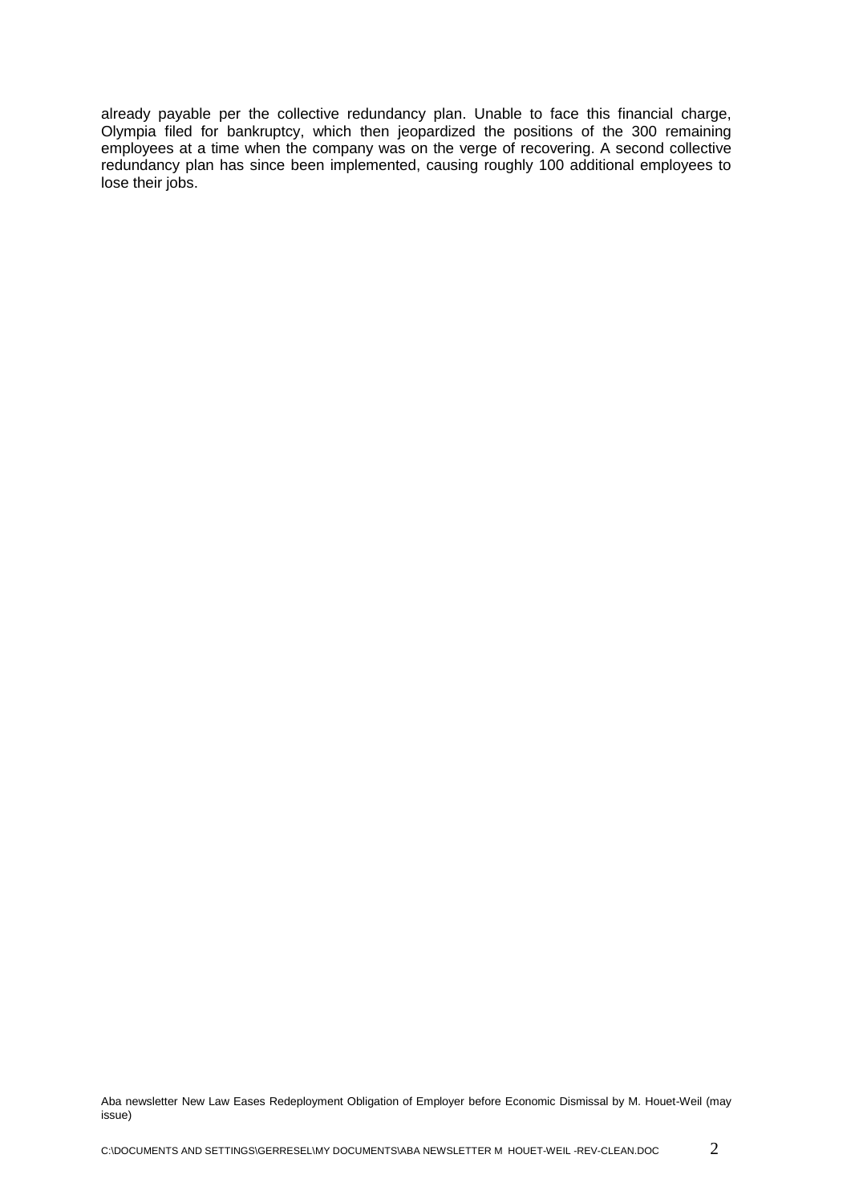already payable per the collective redundancy plan. Unable to face this financial charge, Olympia filed for bankruptcy, which then jeopardized the positions of the 300 remaining employees at a time when the company was on the verge of recovering. A second collective redundancy plan has since been implemented, causing roughly 100 additional employees to lose their jobs.